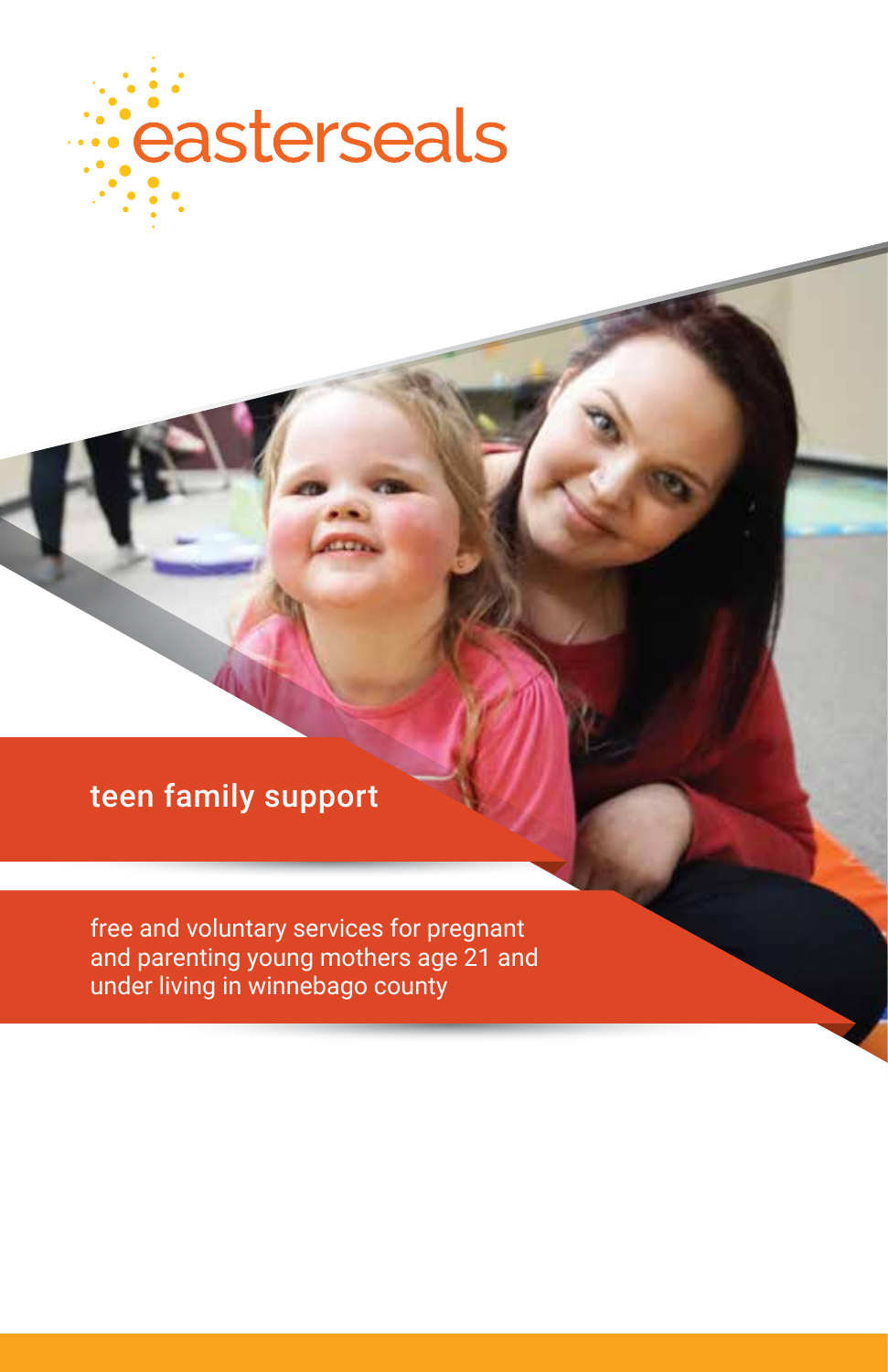easterseals

# teen family support

free and voluntary services for pregnant and parenting young mothers age 21 and under living in winnebago county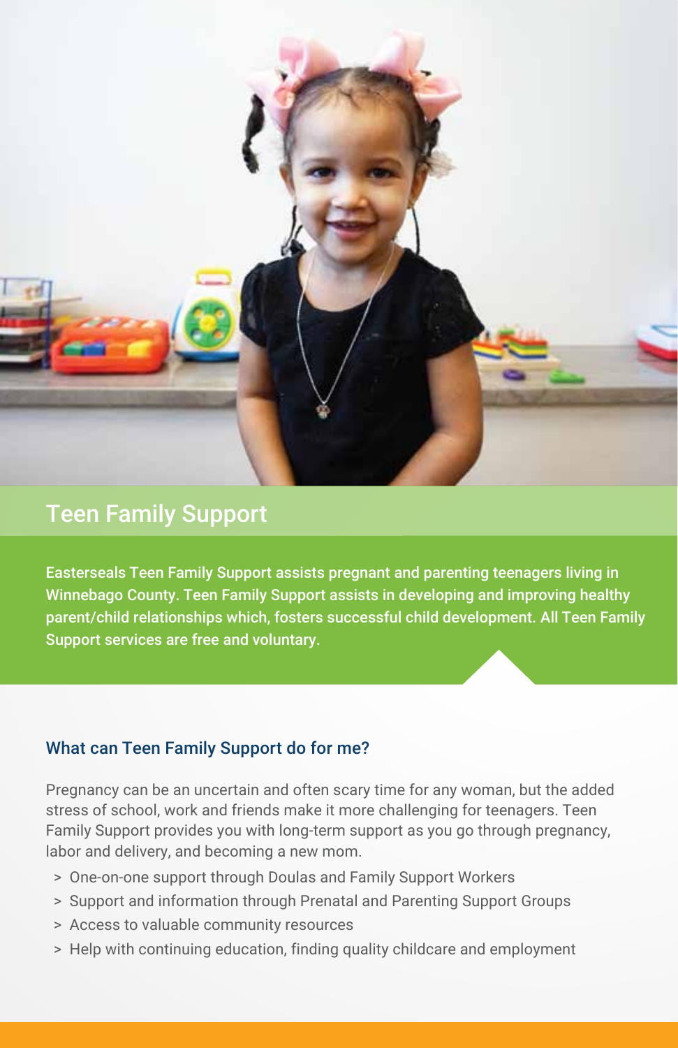## Teen Family Support

**Easterseals Teen Family Support assists pregnant and parenting teenagers living in Winnebago County. Teen Family Support assists in developing and improving healthy parent/child relationships which, fosters successful child development. All Teen Family Support services are free and voluntary.**

### What can Teen Family Support do for me?

Pregnancy can be an uncertain and often scary time for any woman, but the added stress of school, work and friends make it more challenging for teenagers. Teen Family Support provides you with long-term support as you go through pregnancy, labor and delivery, and becoming a new mom.

- One-on-one support through Doulas and Family Support Workers
- Support and information through Prenatal and Parenting Support Groups
- Access to valuable community resources
- Help with continuing education, finding quality childcare and employment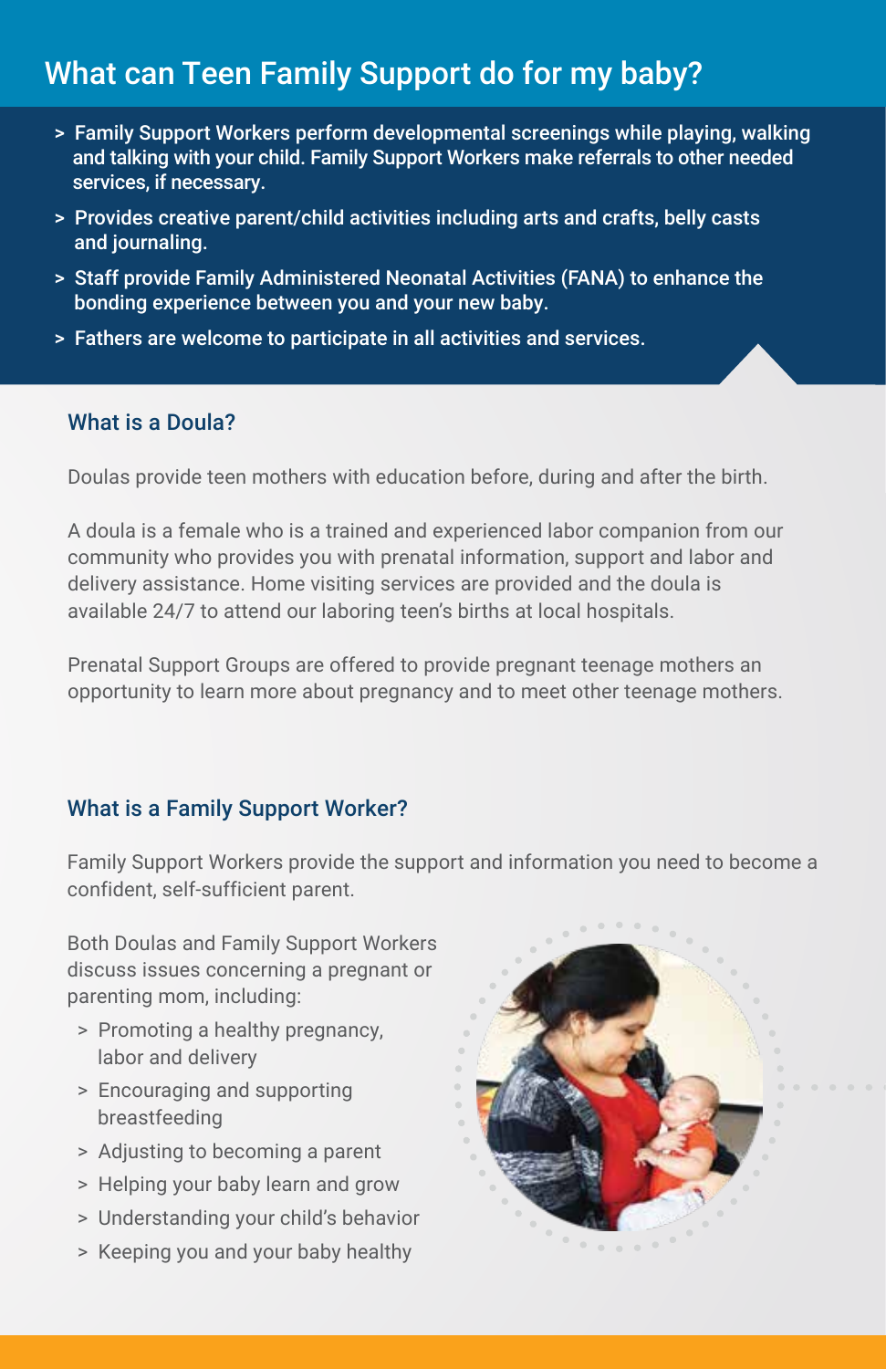# What can Teen Family Support do for my baby?

- Family Support Workers perform developmental screenings while playing, walking and talking with your child. Family Support Workers make referrals to other needed services, if necessary.
- Provides creative parent/child activities including arts and crafts, belly casts and journaling.
- Staff provide Family Administered Neonatal Activities (FANA) to enhance the bonding experience between you and your new baby.
- Fathers are welcome to participate in all activities and services.

## What is a Doula?

Doulas provide teen mothers with education before, during and after the birth.

A doula is a female who is a trained and experienced labor companion from our community who provides you with prenatal information, support and labor and delivery assistance. Home visiting services are provided and the doula is available 24/7 to attend our laboring teen's births at local hospitals.

Prenatal Support Groups are offered to provide pregnant teenage mothers an opportunity to learn more about pregnancy and to meet other teenage mothers.

## What is a Family Support Worker?

Family Support Workers provide the support and information you need to become a confident, self-sufficient parent.

Both Doulas and Family Support Workers discuss issues concerning a pregnant or parenting mom, including:

- Promoting a healthy pregnancy, labor and delivery
- Encouraging and supporting breastfeeding
- Adjusting to becoming a parent
- Helping your baby learn and grow
- Understanding your child's behavior
- Keeping you and your baby healthy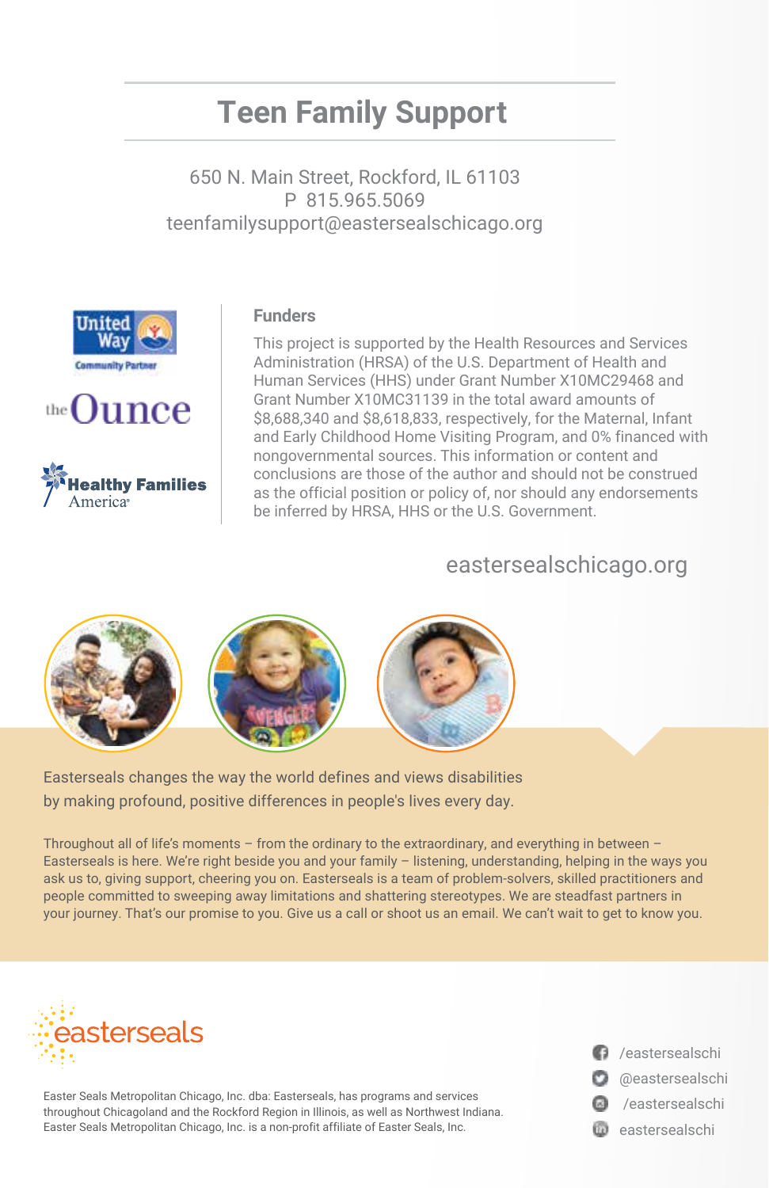# Teen Family Support

650 N. Main Street, Rockford, IL 61103
P 815.965.5069
teenfamilysupport@eastersealschicago.org

United Way Community Partner

the Ounce

Healthy Families America

### Funders

This project is supported by the Health Resources and Services Administration (HRSA) of the U.S. Department of Health and Human Services (HHS) under Grant Number X10MC29468 and Grant Number X10MC31139 in the total award amounts of $8,688,340 and $8,618,833, respectively, for the Maternal, Infant and Early Childhood Home Visiting Program, and 0% financed with nongovernmental sources. This information or content and conclusions are those of the author and should not be construed as the official position or policy of, nor should any endorsements be inferred by HRSA, HHS or the U.S. Government.

eastersealschicago.org

Easterseals changes the way the world defines and views disabilities by making profound, positive differences in people's lives every day.

Throughout all of life's moments – from the ordinary to the extraordinary, and everything in between – Easterseals is here. We're right beside you and your family – listening, understanding, helping in the ways you ask us to, giving support, cheering you on. Easterseals is a team of problem-solvers, skilled practitioners and people committed to sweeping away limitations and shattering stereotypes. We are steadfast partners in your journey. That's our promise to you. Give us a call or shoot us an email. We can't wait to get to know you.

easterseals

Easter Seals Metropolitan Chicago, Inc. dba: Easterseals, has programs and services throughout Chicagoland and the Rockford Region in Illinois, as well as Northwest Indiana. Easter Seals Metropolitan Chicago, Inc. is a non-profit affiliate of Easter Seals, Inc.

/eastersealschi
@eastersealschi
/eastersealschi
eastersealschi